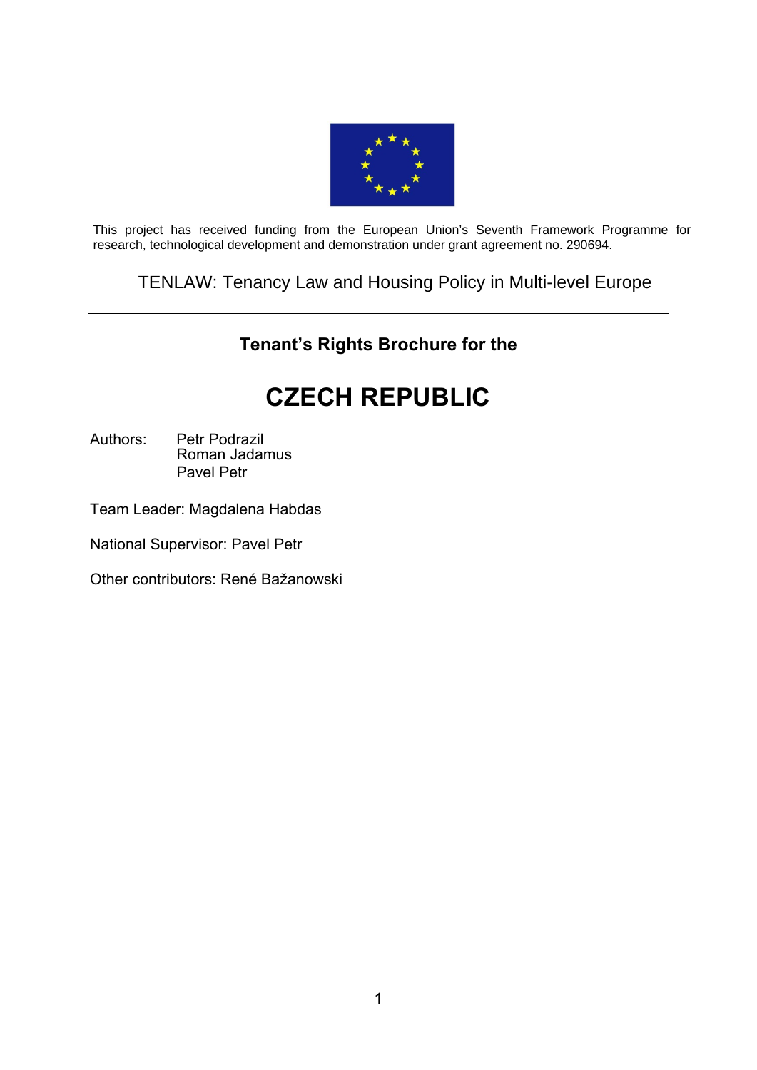This project has received funding from the European Union's Seventh Framework Programme for research, technological development and demonstration under grant agreement no. 290694.

TENLAW: Tenancy Law and Housing Policy in Multi-level Europe

---

**Tenant's Rights Brochure for the**

# CZECH REPUBLIC

Authors: Petr Podrazil
Roman Jadamus
Pavel Petr

Team Leader: Magdalena Habdas

National Supervisor: Pavel Petr

Other contributors: René Bažanowski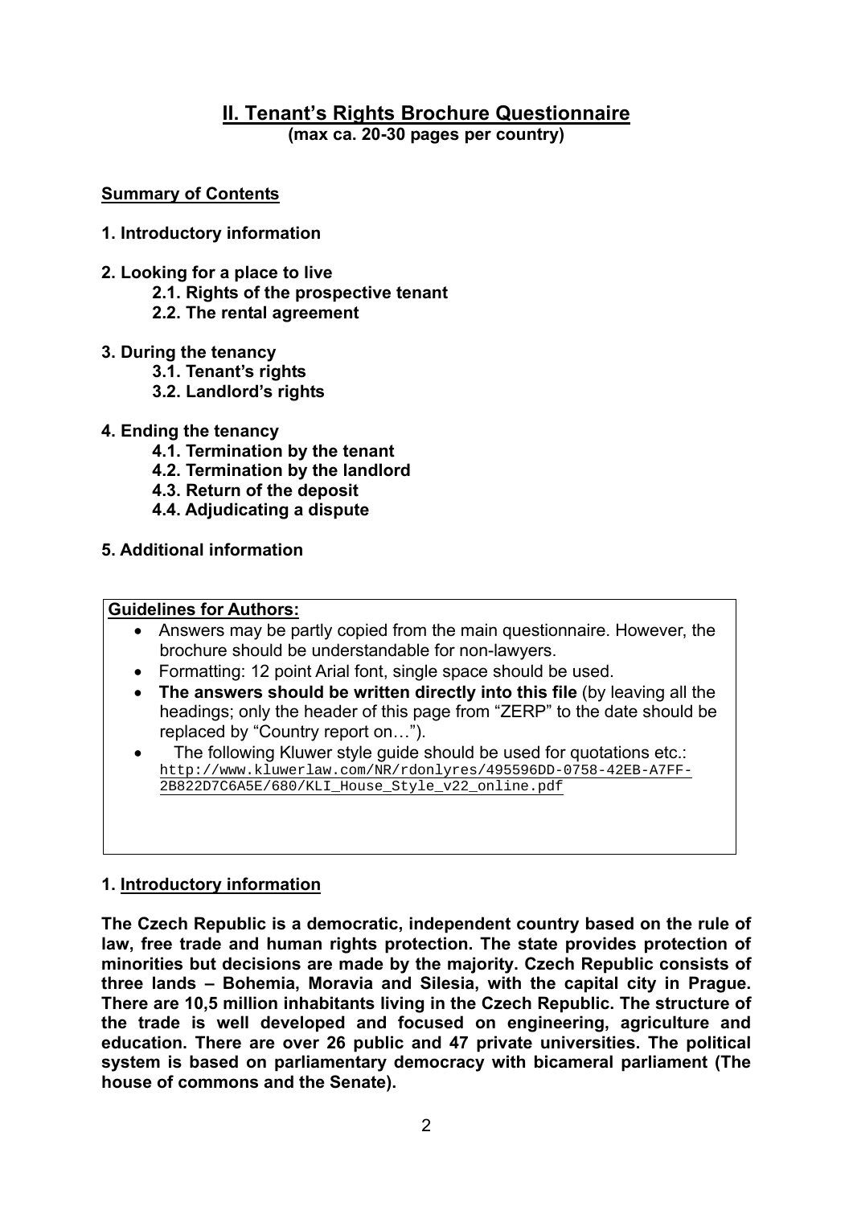# II. Tenant's Rights Brochure Questionnaire

**(max ca. 20-30 pages per country)**

## Summary of Contents

**1. Introductory information**

**2. Looking for a place to live**

- **2.1. Rights of the prospective tenant**
- **2.2. The rental agreement**

**3. During the tenancy**

- **3.1. Tenant's rights**
- **3.2. Landlord's rights**

**4. Ending the tenancy**

- **4.1. Termination by the tenant**
- **4.2. Termination by the landlord**
- **4.3. Return of the deposit**
- **4.4. Adjudicating a dispute**

**5. Additional information**

---

**Guidelines for Authors:**

- Answers may be partly copied from the main questionnaire. However, the brochure should be understandable for non-lawyers.
- Formatting: 12 point Arial font, single space should be used.
- **The answers should be written directly into this file** (by leaving all the headings; only the header of this page from "ZERP" to the date should be replaced by "Country report on…").
- The following Kluwer style guide should be used for quotations etc.: http://www.kluwerlaw.com/NR/rdonlyres/495596DD-0758-42EB-A7FF-2B822D7C6A5E/680/KLI_House_Style_v22_online.pdf

---

## 1. Introductory information

**The Czech Republic is a democratic, independent country based on the rule of law, free trade and human rights protection. The state provides protection of minorities but decisions are made by the majority. Czech Republic consists of three lands – Bohemia, Moravia and Silesia, with the capital city in Prague. There are 10,5 million inhabitants living in the Czech Republic. The structure of the trade is well developed and focused on engineering, agriculture and education. There are over 26 public and 47 private universities. The political system is based on parliamentary democracy with bicameral parliament (The house of commons and the Senate).**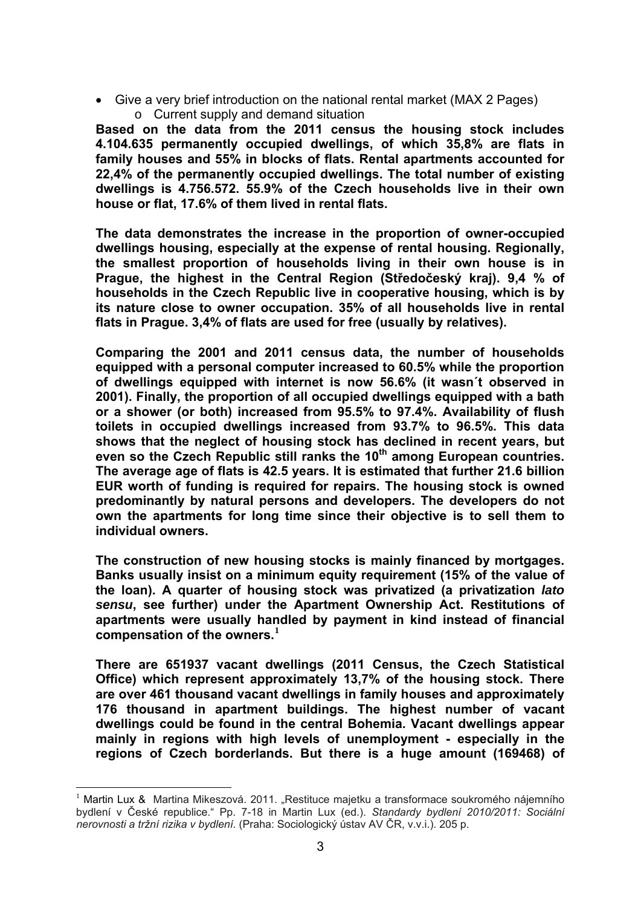- Give a very brief introduction on the national rental market (MAX 2 Pages)
  - Current supply and demand situation

**Based on the data from the 2011 census the housing stock includes 4.104.635 permanently occupied dwellings, of which 35,8% are flats in family houses and 55% in blocks of flats. Rental apartments accounted for 22,4% of the permanently occupied dwellings. The total number of existing dwellings is 4.756.572. 55.9% of the Czech households live in their own house or flat, 17.6% of them lived in rental flats.**

**The data demonstrates the increase in the proportion of owner-occupied dwellings housing, especially at the expense of rental housing. Regionally, the smallest proportion of households living in their own house is in Prague, the highest in the Central Region (Středočeský kraj). 9,4 % of households in the Czech Republic live in cooperative housing, which is by its nature close to owner occupation. 35% of all households live in rental flats in Prague. 3,4% of flats are used for free (usually by relatives).**

**Comparing the 2001 and 2011 census data, the number of households equipped with a personal computer increased to 60.5% while the proportion of dwellings equipped with internet is now 56.6% (it wasn´t observed in 2001). Finally, the proportion of all occupied dwellings equipped with a bath or a shower (or both) increased from 95.5% to 97.4%. Availability of flush toilets in occupied dwellings increased from 93.7% to 96.5%. This data shows that the neglect of housing stock has declined in recent years, but even so the Czech Republic still ranks the 10th among European countries. The average age of flats is 42.5 years. It is estimated that further 21.6 billion EUR worth of funding is required for repairs. The housing stock is owned predominantly by natural persons and developers. The developers do not own the apartments for long time since their objective is to sell them to individual owners.**

**The construction of new housing stocks is mainly financed by mortgages. Banks usually insist on a minimum equity requirement (15% of the value of the loan). A quarter of housing stock was privatized (a privatization *lato sensu*, see further) under the Apartment Ownership Act. Restitutions of apartments were usually handled by payment in kind instead of financial compensation of the owners.**[1]

**There are 651937 vacant dwellings (2011 Census, the Czech Statistical Office) which represent approximately 13,7% of the housing stock. There are over 461 thousand vacant dwellings in family houses and approximately 176 thousand in apartment buildings. The highest number of vacant dwellings could be found in the central Bohemia. Vacant dwellings appear mainly in regions with high levels of unemployment - especially in the regions of Czech borderlands. But there is a huge amount (169468) of**

---

[1] Martin Lux & Martina Mikeszová. 2011. „Restituce majetku a transformace soukromého nájemního bydlení v České republice." Pp. 7-18 in Martin Lux (ed.). *Standardy bydlení 2010/2011: Sociální nerovnosti a tržní rizika v bydlení.* (Praha: Sociologický ústav AV ČR, v.v.i.). 205 p.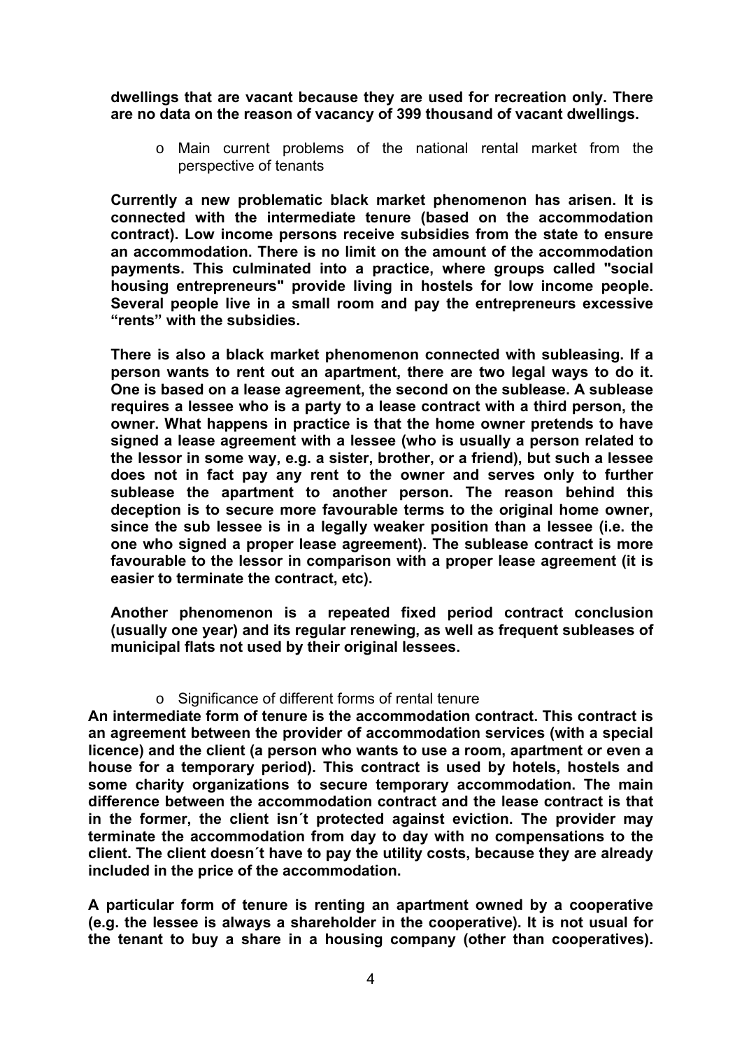**dwellings that are vacant because they are used for recreation only. There are no data on the reason of vacancy of 399 thousand of vacant dwellings.**

- Main current problems of the national rental market from the perspective of tenants

**Currently a new problematic black market phenomenon has arisen. It is connected with the intermediate tenure (based on the accommodation contract). Low income persons receive subsidies from the state to ensure an accommodation. There is no limit on the amount of the accommodation payments. This culminated into a practice, where groups called "social housing entrepreneurs" provide living in hostels for low income people. Several people live in a small room and pay the entrepreneurs excessive "rents" with the subsidies.**

**There is also a black market phenomenon connected with subleasing. If a person wants to rent out an apartment, there are two legal ways to do it. One is based on a lease agreement, the second on the sublease. A sublease requires a lessee who is a party to a lease contract with a third person, the owner. What happens in practice is that the home owner pretends to have signed a lease agreement with a lessee (who is usually a person related to the lessor in some way, e.g. a sister, brother, or a friend), but such a lessee does not in fact pay any rent to the owner and serves only to further sublease the apartment to another person. The reason behind this deception is to secure more favourable terms to the original home owner, since the sub lessee is in a legally weaker position than a lessee (i.e. the one who signed a proper lease agreement). The sublease contract is more favourable to the lessor in comparison with a proper lease agreement (it is easier to terminate the contract, etc).**

**Another phenomenon is a repeated fixed period contract conclusion (usually one year) and its regular renewing, as well as frequent subleases of municipal flats not used by their original lessees.**

- Significance of different forms of rental tenure

**An intermediate form of tenure is the accommodation contract. This contract is an agreement between the provider of accommodation services (with a special licence) and the client (a person who wants to use a room, apartment or even a house for a temporary period). This contract is used by hotels, hostels and some charity organizations to secure temporary accommodation. The main difference between the accommodation contract and the lease contract is that in the former, the client isn´t protected against eviction. The provider may terminate the accommodation from day to day with no compensations to the client. The client doesn´t have to pay the utility costs, because they are already included in the price of the accommodation.**

**A particular form of tenure is renting an apartment owned by a cooperative (e.g. the lessee is always a shareholder in the cooperative). It is not usual for the tenant to buy a share in a housing company (other than cooperatives).**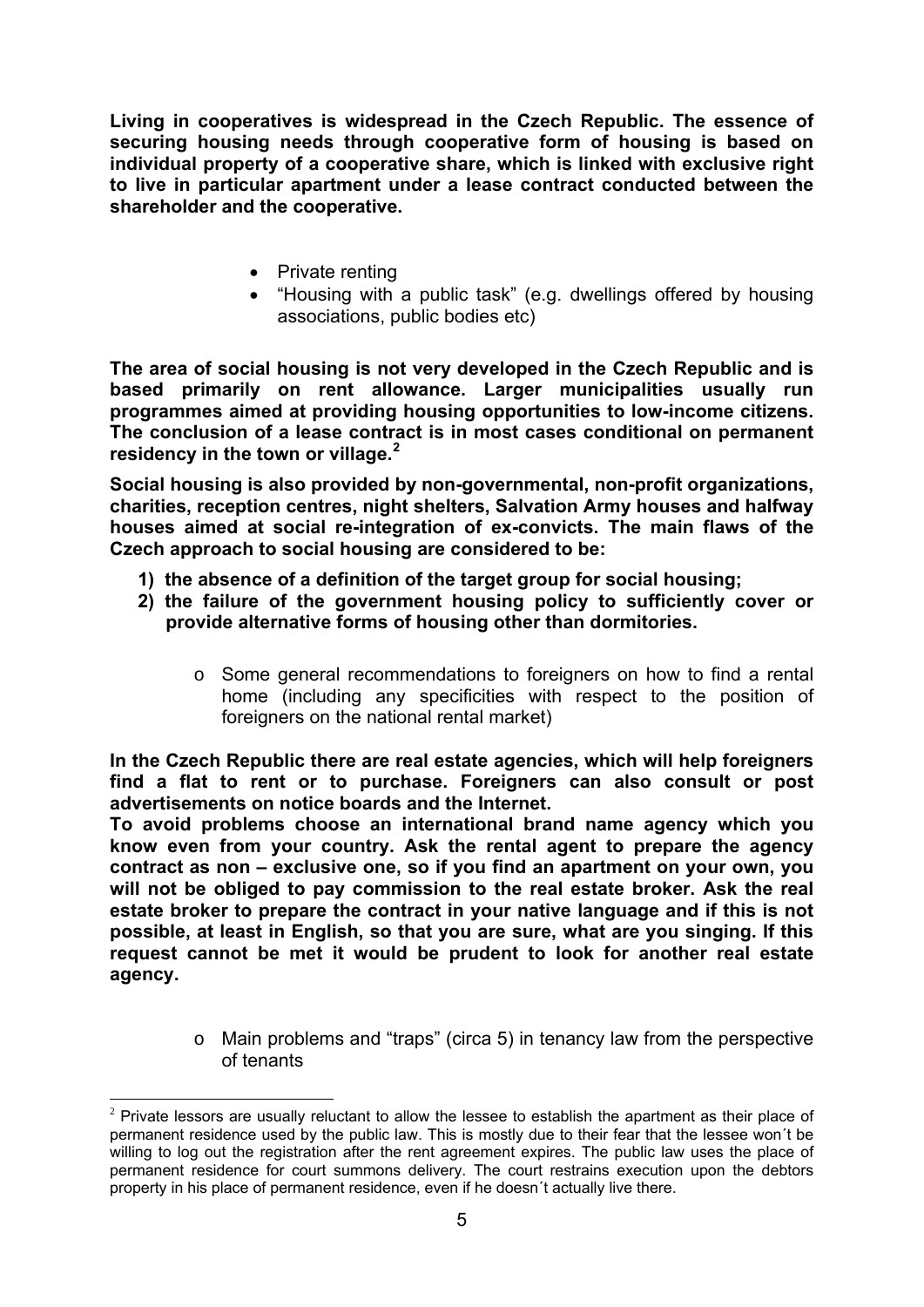**Living in cooperatives is widespread in the Czech Republic. The essence of securing housing needs through cooperative form of housing is based on individual property of a cooperative share, which is linked with exclusive right to live in particular apartment under a lease contract conducted between the shareholder and the cooperative.**

- Private renting
- "Housing with a public task" (e.g. dwellings offered by housing associations, public bodies etc)

**The area of social housing is not very developed in the Czech Republic and is based primarily on rent allowance. Larger municipalities usually run programmes aimed at providing housing opportunities to low-income citizens. The conclusion of a lease contract is in most cases conditional on permanent residency in the town or village.**[2]

**Social housing is also provided by non-governmental, non-profit organizations, charities, reception centres, night shelters, Salvation Army houses and halfway houses aimed at social re-integration of ex-convicts. The main flaws of the Czech approach to social housing are considered to be:**

1) **the absence of a definition of the target group for social housing;**
2) **the failure of the government housing policy to sufficiently cover or provide alternative forms of housing other than dormitories.**

   - Some general recommendations to foreigners on how to find a rental home (including any specificities with respect to the position of foreigners on the national rental market)

**In the Czech Republic there are real estate agencies, which will help foreigners find a flat to rent or to purchase. Foreigners can also consult or post advertisements on notice boards and the Internet.**
**To avoid problems choose an international brand name agency which you know even from your country. Ask the rental agent to prepare the agency contract as non – exclusive one, so if you find an apartment on your own, you will not be obliged to pay commission to the real estate broker. Ask the real estate broker to prepare the contract in your native language and if this is not possible, at least in English, so that you are sure, what are you singing. If this request cannot be met it would be prudent to look for another real estate agency.**

   - Main problems and "traps" (circa 5) in tenancy law from the perspective of tenants

---

[2] Private lessors are usually reluctant to allow the lessee to establish the apartment as their place of permanent residence used by the public law. This is mostly due to their fear that the lessee won´t be willing to log out the registration after the rent agreement expires. The public law uses the place of permanent residence for court summons delivery. The court restrains execution upon the debtors property in his place of permanent residence, even if he doesn´t actually live there.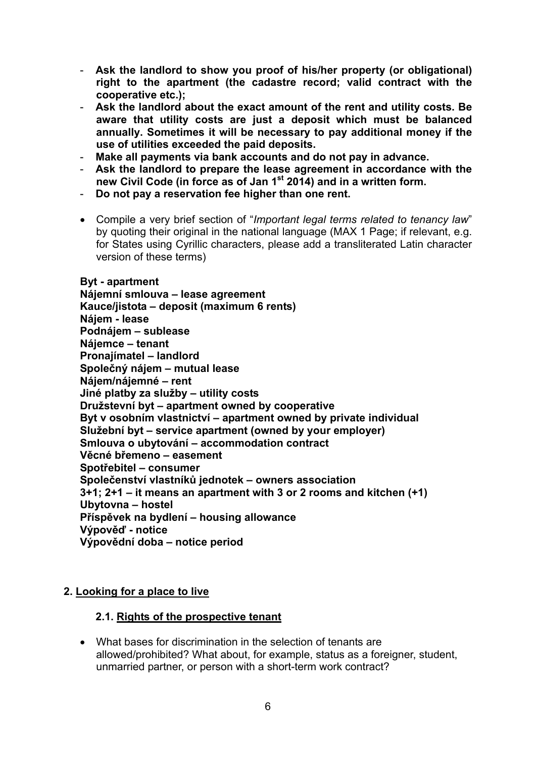- **Ask the landlord to show you proof of his/her property (or obligational) right to the apartment (the cadastre record; valid contract with the cooperative etc.);**
- **Ask the landlord about the exact amount of the rent and utility costs. Be aware that utility costs are just a deposit which must be balanced annually. Sometimes it will be necessary to pay additional money if the use of utilities exceeded the paid deposits.**
- **Make all payments via bank accounts and do not pay in advance.**
- **Ask the landlord to prepare the lease agreement in accordance with the new Civil Code (in force as of Jan 1st 2014) and in a written form.**
- **Do not pay a reservation fee higher than one rent.**

- Compile a very brief section of "*Important legal terms related to tenancy law*" by quoting their original in the national language (MAX 1 Page; if relevant, e.g. for States using Cyrillic characters, please add a transliterated Latin character version of these terms)

**Byt - apartment**
**Nájemní smlouva – lease agreement**
**Kauce/jistota – deposit (maximum 6 rents)**
**Nájem - lease**
**Podnájem – sublease**
**Nájemce – tenant**
**Pronajímatel – landlord**
**Společný nájem – mutual lease**
**Nájem/nájemné – rent**
**Jiné platby za služby – utility costs**
**Družstevní byt – apartment owned by cooperative**
**Byt v osobním vlastnictví – apartment owned by private individual**
**Služební byt – service apartment (owned by your employer)**
**Smlouva o ubytování – accommodation contract**
**Věcné břemeno – easement**
**Spotřebitel – consumer**
**Společenství vlastníků jednotek – owners association**
**3+1; 2+1 – it means an apartment with 3 or 2 rooms and kitchen (+1)**
**Ubytovna – hostel**
**Příspěvek na bydlení – housing allowance**
**Výpověď - notice**
**Výpovědní doba – notice period**

## 2. Looking for a place to live

### 2.1. Rights of the prospective tenant

- What bases for discrimination in the selection of tenants are allowed/prohibited? What about, for example, status as a foreigner, student, unmarried partner, or person with a short-term work contract?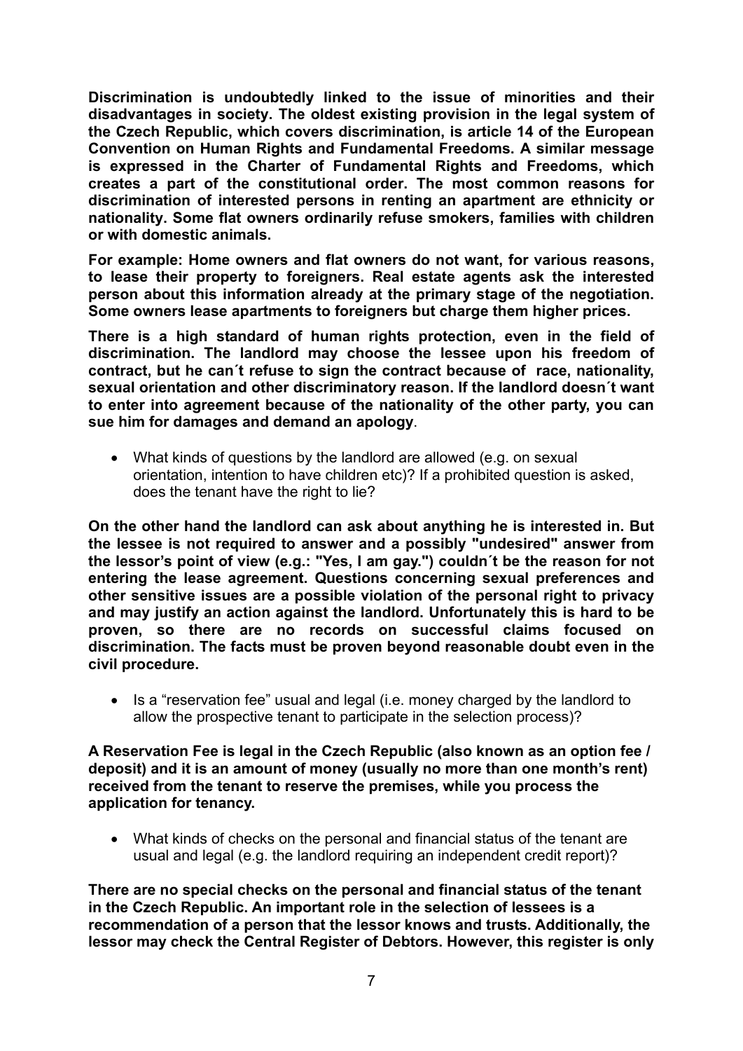**Discrimination is undoubtedly linked to the issue of minorities and their disadvantages in society. The oldest existing provision in the legal system of the Czech Republic, which covers discrimination, is article 14 of the European Convention on Human Rights and Fundamental Freedoms. A similar message is expressed in the Charter of Fundamental Rights and Freedoms, which creates a part of the constitutional order. The most common reasons for discrimination of interested persons in renting an apartment are ethnicity or nationality. Some flat owners ordinarily refuse smokers, families with children or with domestic animals.**

**For example: Home owners and flat owners do not want, for various reasons, to lease their property to foreigners. Real estate agents ask the interested person about this information already at the primary stage of the negotiation. Some owners lease apartments to foreigners but charge them higher prices.**

**There is a high standard of human rights protection, even in the field of discrimination. The landlord may choose the lessee upon his freedom of contract, but he can´t refuse to sign the contract because of race, nationality, sexual orientation and other discriminatory reason. If the landlord doesn´t want to enter into agreement because of the nationality of the other party, you can sue him for damages and demand an apology**.

- What kinds of questions by the landlord are allowed (e.g. on sexual orientation, intention to have children etc)? If a prohibited question is asked, does the tenant have the right to lie?

**On the other hand the landlord can ask about anything he is interested in. But the lessee is not required to answer and a possibly "undesired" answer from the lessor's point of view (e.g.: "Yes, I am gay.") couldn´t be the reason for not entering the lease agreement. Questions concerning sexual preferences and other sensitive issues are a possible violation of the personal right to privacy and may justify an action against the landlord. Unfortunately this is hard to be proven, so there are no records on successful claims focused on discrimination. The facts must be proven beyond reasonable doubt even in the civil procedure.**

- Is a "reservation fee" usual and legal (i.e. money charged by the landlord to allow the prospective tenant to participate in the selection process)?

**A Reservation Fee is legal in the Czech Republic (also known as an option fee / deposit) and it is an amount of money (usually no more than one month's rent) received from the tenant to reserve the premises, while you process the application for tenancy.**

- What kinds of checks on the personal and financial status of the tenant are usual and legal (e.g. the landlord requiring an independent credit report)?

**There are no special checks on the personal and financial status of the tenant in the Czech Republic. An important role in the selection of lessees is a recommendation of a person that the lessor knows and trusts. Additionally, the lessor may check the Central Register of Debtors. However, this register is only**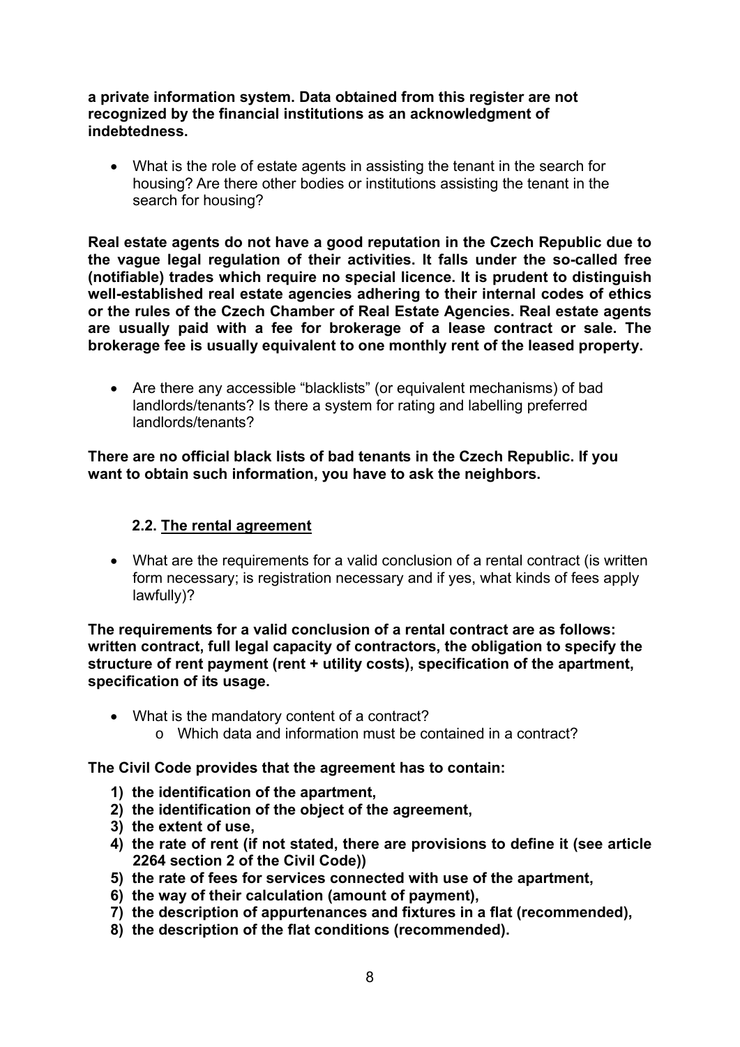**a private information system. Data obtained from this register are not recognized by the financial institutions as an acknowledgment of indebtedness.**

- What is the role of estate agents in assisting the tenant in the search for housing? Are there other bodies or institutions assisting the tenant in the search for housing?

**Real estate agents do not have a good reputation in the Czech Republic due to the vague legal regulation of their activities. It falls under the so-called free (notifiable) trades which require no special licence. It is prudent to distinguish well-established real estate agencies adhering to their internal codes of ethics or the rules of the Czech Chamber of Real Estate Agencies. Real estate agents are usually paid with a fee for brokerage of a lease contract or sale. The brokerage fee is usually equivalent to one monthly rent of the leased property.**

- Are there any accessible "blacklists" (or equivalent mechanisms) of bad landlords/tenants? Is there a system for rating and labelling preferred landlords/tenants?

**There are no official black lists of bad tenants in the Czech Republic. If you want to obtain such information, you have to ask the neighbors.**

### 2.2. The rental agreement

- What are the requirements for a valid conclusion of a rental contract (is written form necessary; is registration necessary and if yes, what kinds of fees apply lawfully)?

**The requirements for a valid conclusion of a rental contract are as follows: written contract, full legal capacity of contractors, the obligation to specify the structure of rent payment (rent + utility costs), specification of the apartment, specification of its usage.**

- What is the mandatory content of a contract?
    - Which data and information must be contained in a contract?

**The Civil Code provides that the agreement has to contain:**

1) **the identification of the apartment,**
2) **the identification of the object of the agreement,**
3) **the extent of use,**
4) **the rate of rent (if not stated, there are provisions to define it (see article 2264 section 2 of the Civil Code))**
5) **the rate of fees for services connected with use of the apartment,**
6) **the way of their calculation (amount of payment),**
7) **the description of appurtenances and fixtures in a flat (recommended),**
8) **the description of the flat conditions (recommended).**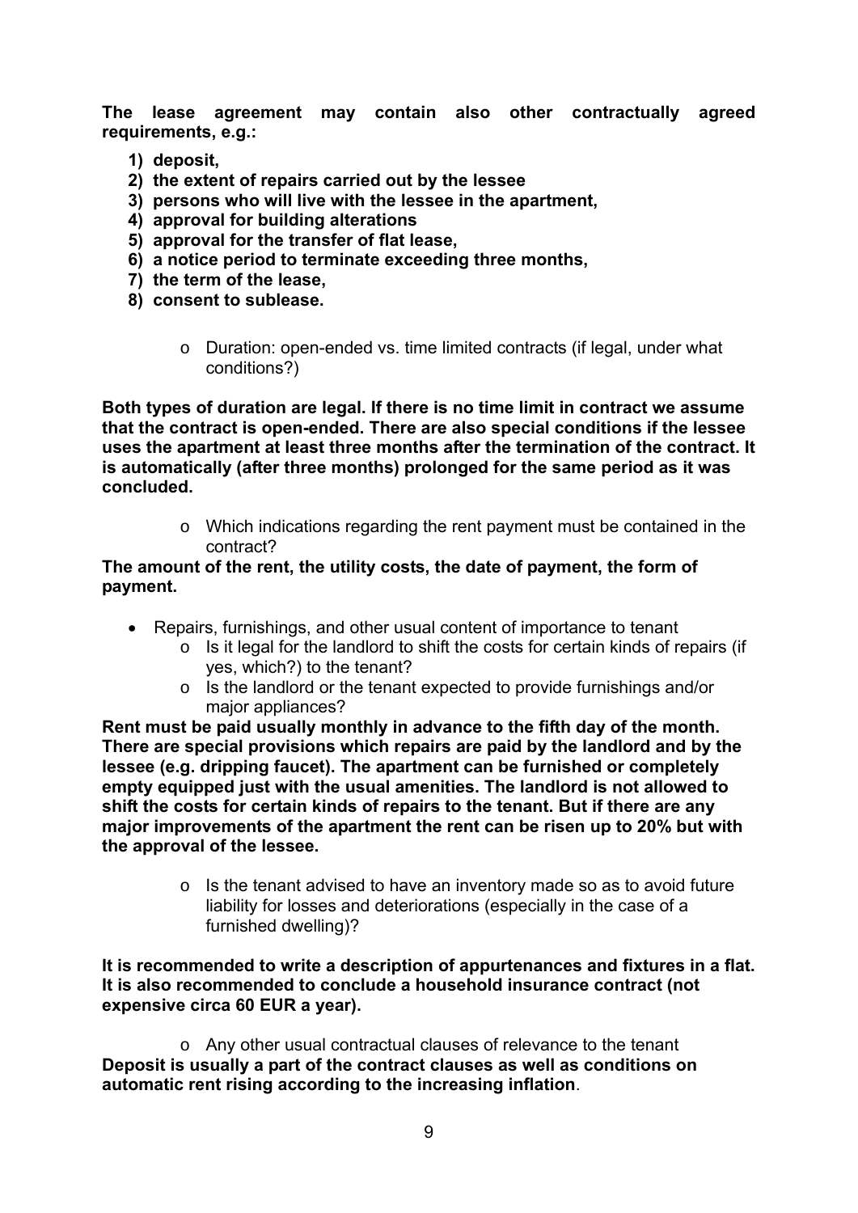**The lease agreement may contain also other contractually agreed requirements, e.g.:**

1) **deposit,**
2) **the extent of repairs carried out by the lessee**
3) **persons who will live with the lessee in the apartment,**
4) **approval for building alterations**
5) **approval for the transfer of flat lease,**
6) **a notice period to terminate exceeding three months,**
7) **the term of the lease,**
8) **consent to sublease.**

   - Duration: open-ended vs. time limited contracts (if legal, under what conditions?)

**Both types of duration are legal. If there is no time limit in contract we assume that the contract is open-ended. There are also special conditions if the lessee uses the apartment at least three months after the termination of the contract. It is automatically (after three months) prolonged for the same period as it was concluded.**

   - Which indications regarding the rent payment must be contained in the contract?

**The amount of the rent, the utility costs, the date of payment, the form of payment.**

- Repairs, furnishings, and other usual content of importance to tenant
  - Is it legal for the landlord to shift the costs for certain kinds of repairs (if yes, which?) to the tenant?
  - Is the landlord or the tenant expected to provide furnishings and/or major appliances?

**Rent must be paid usually monthly in advance to the fifth day of the month. There are special provisions which repairs are paid by the landlord and by the lessee (e.g. dripping faucet). The apartment can be furnished or completely empty equipped just with the usual amenities. The landlord is not allowed to shift the costs for certain kinds of repairs to the tenant. But if there are any major improvements of the apartment the rent can be risen up to 20% but with the approval of the lessee.**

   - Is the tenant advised to have an inventory made so as to avoid future liability for losses and deteriorations (especially in the case of a furnished dwelling)?

**It is recommended to write a description of appurtenances and fixtures in a flat. It is also recommended to conclude a household insurance contract (not expensive circa 60 EUR a year).**

   - Any other usual contractual clauses of relevance to the tenant

**Deposit is usually a part of the contract clauses as well as conditions on automatic rent rising according to the increasing inflation**.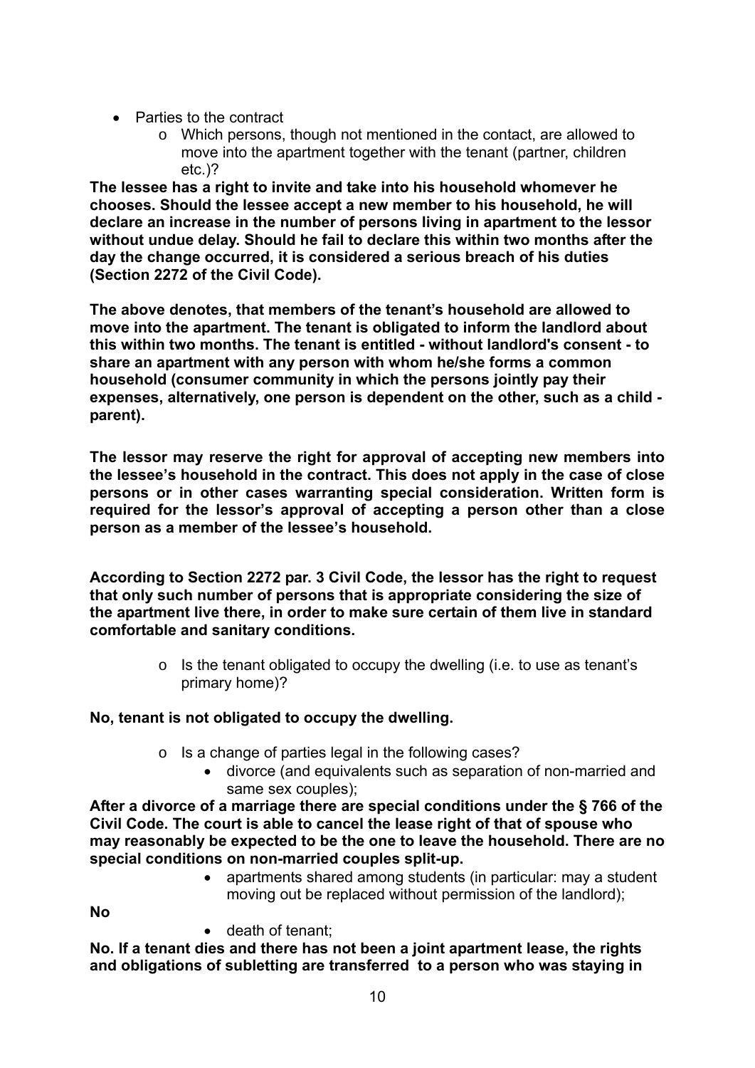- Parties to the contract
  - Which persons, though not mentioned in the contact, are allowed to move into the apartment together with the tenant (partner, children etc.)?

**The lessee has a right to invite and take into his household whomever he chooses. Should the lessee accept a new member to his household, he will declare an increase in the number of persons living in apartment to the lessor without undue delay. Should he fail to declare this within two months after the day the change occurred, it is considered a serious breach of his duties (Section 2272 of the Civil Code).**

**The above denotes, that members of the tenant's household are allowed to move into the apartment. The tenant is obligated to inform the landlord about this within two months. The tenant is entitled - without landlord's consent - to share an apartment with any person with whom he/she forms a common household (consumer community in which the persons jointly pay their expenses, alternatively, one person is dependent on the other, such as a child - parent).**

**The lessor may reserve the right for approval of accepting new members into the lessee's household in the contract. This does not apply in the case of close persons or in other cases warranting special consideration. Written form is required for the lessor's approval of accepting a person other than a close person as a member of the lessee's household.**

**According to Section 2272 par. 3 Civil Code, the lessor has the right to request that only such number of persons that is appropriate considering the size of the apartment live there, in order to make sure certain of them live in standard comfortable and sanitary conditions.**

  - Is the tenant obligated to occupy the dwelling (i.e. to use as tenant's primary home)?

**No, tenant is not obligated to occupy the dwelling.**

  - Is a change of parties legal in the following cases?
    - divorce (and equivalents such as separation of non-married and same sex couples);

**After a divorce of a marriage there are special conditions under the § 766 of the Civil Code. The court is able to cancel the lease right of that of spouse who may reasonably be expected to be the one to leave the household. There are no special conditions on non-married couples split-up.**

    - apartments shared among students (in particular: may a student moving out be replaced without permission of the landlord);

**No**

    - death of tenant;

**No. If a tenant dies and there has not been a joint apartment lease, the rights and obligations of subletting are transferred to a person who was staying in**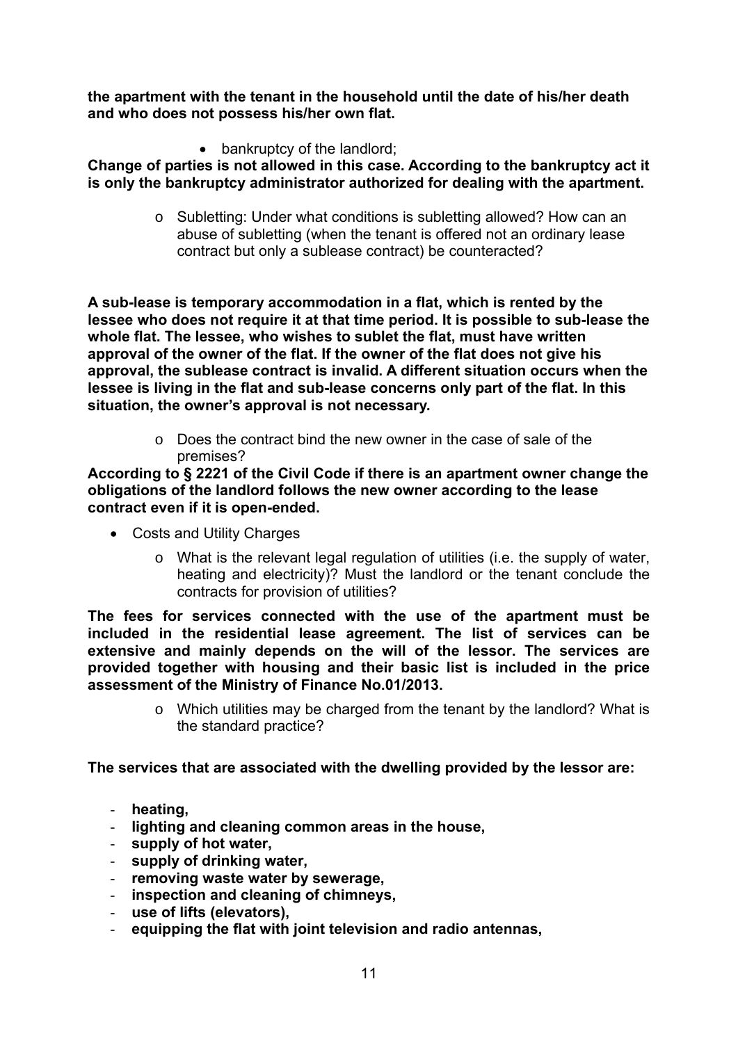**the apartment with the tenant in the household until the date of his/her death and who does not possess his/her own flat.**

- bankruptcy of the landlord;

**Change of parties is not allowed in this case. According to the bankruptcy act it is only the bankruptcy administrator authorized for dealing with the apartment.**

  - Subletting: Under what conditions is subletting allowed? How can an abuse of subletting (when the tenant is offered not an ordinary lease contract but only a sublease contract) be counteracted?

**A sub-lease is temporary accommodation in a flat, which is rented by the lessee who does not require it at that time period. It is possible to sub-lease the whole flat. The lessee, who wishes to sublet the flat, must have written approval of the owner of the flat. If the owner of the flat does not give his approval, the sublease contract is invalid. A different situation occurs when the lessee is living in the flat and sub-lease concerns only part of the flat. In this situation, the owner's approval is not necessary.**

  - Does the contract bind the new owner in the case of sale of the premises?

**According to § 2221 of the Civil Code if there is an apartment owner change the obligations of the landlord follows the new owner according to the lease contract even if it is open-ended.**

- Costs and Utility Charges
  - What is the relevant legal regulation of utilities (i.e. the supply of water, heating and electricity)? Must the landlord or the tenant conclude the contracts for provision of utilities?

**The fees for services connected with the use of the apartment must be included in the residential lease agreement. The list of services can be extensive and mainly depends on the will of the lessor. The services are provided together with housing and their basic list is included in the price assessment of the Ministry of Finance No.01/2013.**

  - Which utilities may be charged from the tenant by the landlord? What is the standard practice?

**The services that are associated with the dwelling provided by the lessor are:**

- **heating,**
- **lighting and cleaning common areas in the house,**
- **supply of hot water,**
- **supply of drinking water,**
- **removing waste water by sewerage,**
- **inspection and cleaning of chimneys,**
- **use of lifts (elevators),**
- **equipping the flat with joint television and radio antennas,**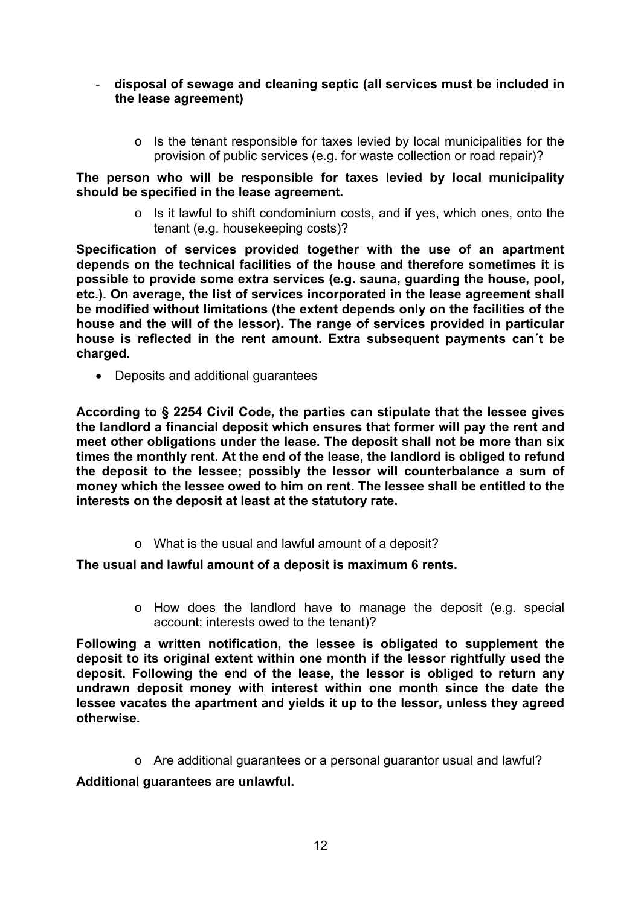- **disposal of sewage and cleaning septic (all services must be included in the lease agreement)**

  - Is the tenant responsible for taxes levied by local municipalities for the provision of public services (e.g. for waste collection or road repair)?

**The person who will be responsible for taxes levied by local municipality should be specified in the lease agreement.**

  - Is it lawful to shift condominium costs, and if yes, which ones, onto the tenant (e.g. housekeeping costs)?

**Specification of services provided together with the use of an apartment depends on the technical facilities of the house and therefore sometimes it is possible to provide some extra services (e.g. sauna, guarding the house, pool, etc.). On average, the list of services incorporated in the lease agreement shall be modified without limitations (the extent depends only on the facilities of the house and the will of the lessor). The range of services provided in particular house is reflected in the rent amount. Extra subsequent payments can´t be charged.**

- Deposits and additional guarantees

**According to § 2254 Civil Code, the parties can stipulate that the lessee gives the landlord a financial deposit which ensures that former will pay the rent and meet other obligations under the lease. The deposit shall not be more than six times the monthly rent. At the end of the lease, the landlord is obliged to refund the deposit to the lessee; possibly the lessor will counterbalance a sum of money which the lessee owed to him on rent. The lessee shall be entitled to the interests on the deposit at least at the statutory rate.**

  - What is the usual and lawful amount of a deposit?

**The usual and lawful amount of a deposit is maximum 6 rents.**

  - How does the landlord have to manage the deposit (e.g. special account; interests owed to the tenant)?

**Following a written notification, the lessee is obligated to supplement the deposit to its original extent within one month if the lessor rightfully used the deposit. Following the end of the lease, the lessor is obliged to return any undrawn deposit money with interest within one month since the date the lessee vacates the apartment and yields it up to the lessor, unless they agreed otherwise.**

  - Are additional guarantees or a personal guarantor usual and lawful?

**Additional guarantees are unlawful.**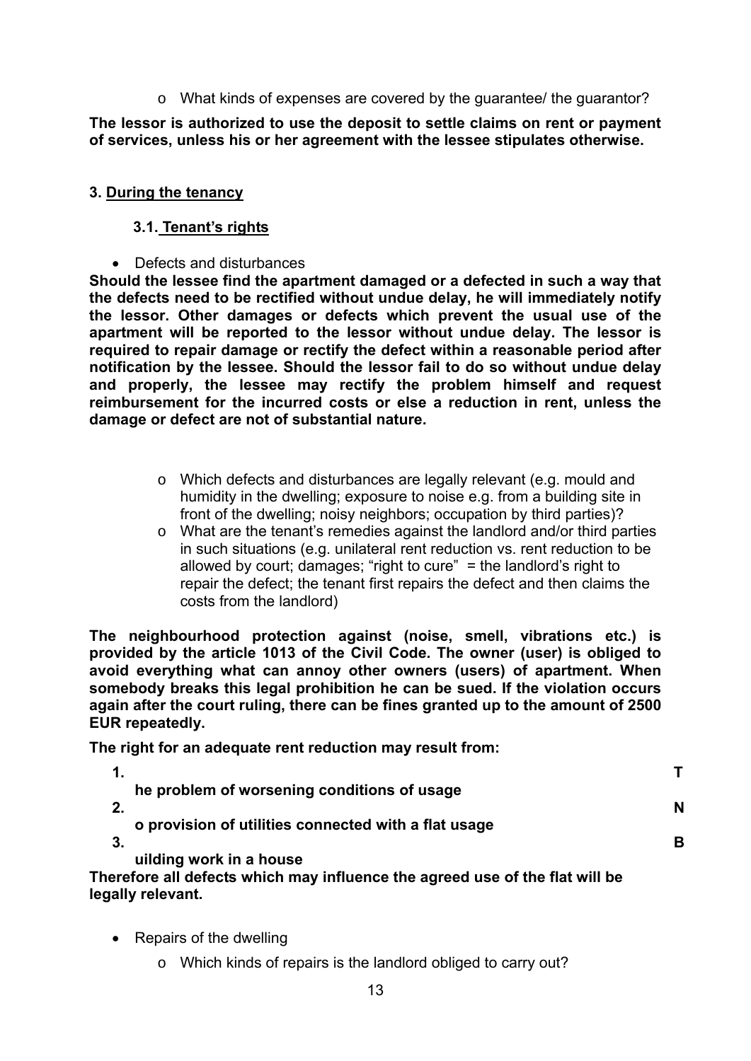- What kinds of expenses are covered by the guarantee/ the guarantor?

**The lessor is authorized to use the deposit to settle claims on rent or payment of services, unless his or her agreement with the lessee stipulates otherwise.**

## 3. During the tenancy

### 3.1. Tenant's rights

- Defects and disturbances

**Should the lessee find the apartment damaged or a defected in such a way that the defects need to be rectified without undue delay, he will immediately notify the lessor. Other damages or defects which prevent the usual use of the apartment will be reported to the lessor without undue delay. The lessor is required to repair damage or rectify the defect within a reasonable period after notification by the lessee. Should the lessor fail to do so without undue delay and properly, the lessee may rectify the problem himself and request reimbursement for the incurred costs or else a reduction in rent, unless the damage or defect are not of substantial nature.**

   - Which defects and disturbances are legally relevant (e.g. mould and humidity in the dwelling; exposure to noise e.g. from a building site in front of the dwelling; noisy neighbors; occupation by third parties)?
   - What are the tenant's remedies against the landlord and/or third parties in such situations (e.g. unilateral rent reduction vs. rent reduction to be allowed by court; damages; "right to cure" = the landlord's right to repair the defect; the tenant first repairs the defect and then claims the costs from the landlord)

**The neighbourhood protection against (noise, smell, vibrations etc.) is provided by the article 1013 of the Civil Code. The owner (user) is obliged to avoid everything what can annoy other owners (users) of apartment. When somebody breaks this legal prohibition he can be sued. If the violation occurs again after the court ruling, there can be fines granted up to the amount of 2500 EUR repeatedly.**

**The right for an adequate rent reduction may result from:**

1. **The problem of worsening conditions of usage**
2. **No provision of utilities connected with a flat usage**
3. **Building work in a house**

**Therefore all defects which may influence the agreed use of the flat will be legally relevant.**

- Repairs of the dwelling
   - Which kinds of repairs is the landlord obliged to carry out?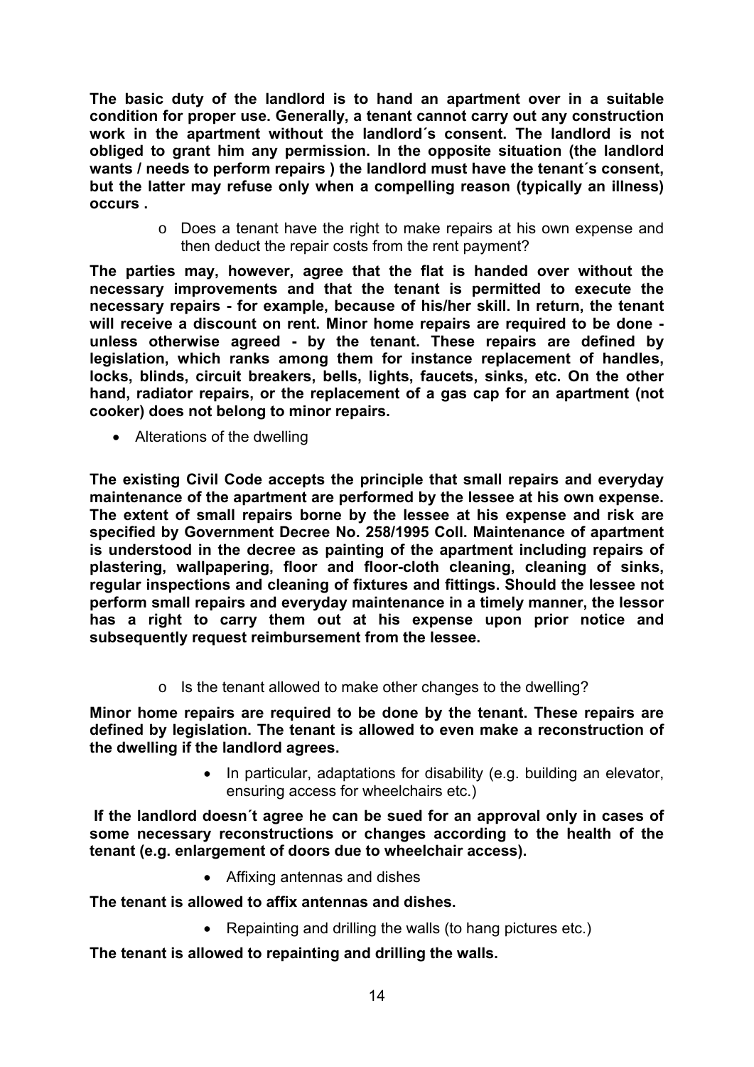**The basic duty of the landlord is to hand an apartment over in a suitable condition for proper use. Generally, a tenant cannot carry out any construction work in the apartment without the landlord´s consent. The landlord is not obliged to grant him any permission. In the opposite situation (the landlord wants / needs to perform repairs ) the landlord must have the tenant´s consent, but the latter may refuse only when a compelling reason (typically an illness) occurs .**

- Does a tenant have the right to make repairs at his own expense and then deduct the repair costs from the rent payment?

**The parties may, however, agree that the flat is handed over without the necessary improvements and that the tenant is permitted to execute the necessary repairs - for example, because of his/her skill. In return, the tenant will receive a discount on rent. Minor home repairs are required to be done - unless otherwise agreed - by the tenant. These repairs are defined by legislation, which ranks among them for instance replacement of handles, locks, blinds, circuit breakers, bells, lights, faucets, sinks, etc. On the other hand, radiator repairs, or the replacement of a gas cap for an apartment (not cooker) does not belong to minor repairs.**

- Alterations of the dwelling

**The existing Civil Code accepts the principle that small repairs and everyday maintenance of the apartment are performed by the lessee at his own expense. The extent of small repairs borne by the lessee at his expense and risk are specified by Government Decree No. 258/1995 Coll. Maintenance of apartment is understood in the decree as painting of the apartment including repairs of plastering, wallpapering, floor and floor-cloth cleaning, cleaning of sinks, regular inspections and cleaning of fixtures and fittings. Should the lessee not perform small repairs and everyday maintenance in a timely manner, the lessor has a right to carry them out at his expense upon prior notice and subsequently request reimbursement from the lessee.**

- Is the tenant allowed to make other changes to the dwelling?

**Minor home repairs are required to be done by the tenant. These repairs are defined by legislation. The tenant is allowed to even make a reconstruction of the dwelling if the landlord agrees.**

- In particular, adaptations for disability (e.g. building an elevator, ensuring access for wheelchairs etc.)

**If the landlord doesn´t agree he can be sued for an approval only in cases of some necessary reconstructions or changes according to the health of the tenant (e.g. enlargement of doors due to wheelchair access).**

- Affixing antennas and dishes

**The tenant is allowed to affix antennas and dishes.**

- Repainting and drilling the walls (to hang pictures etc.)

**The tenant is allowed to repainting and drilling the walls.**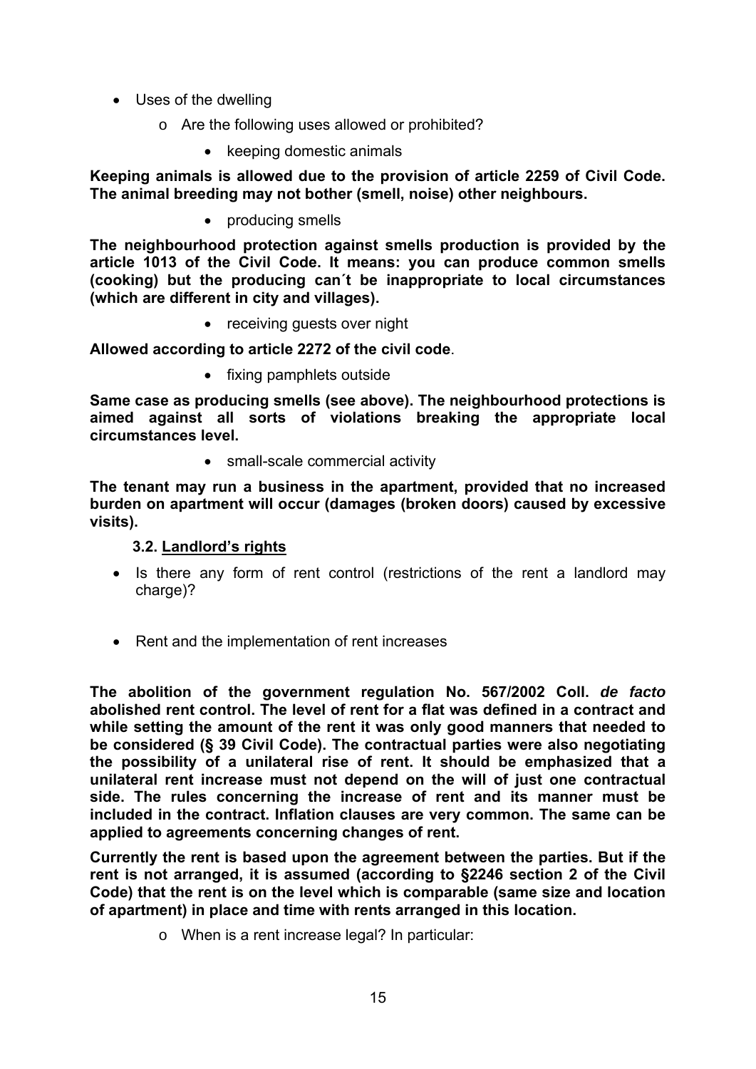- Uses of the dwelling
  - Are the following uses allowed or prohibited?
    - keeping domestic animals

**Keeping animals is allowed due to the provision of article 2259 of Civil Code. The animal breeding may not bother (smell, noise) other neighbours.**

- producing smells

**The neighbourhood protection against smells production is provided by the article 1013 of the Civil Code. It means: you can produce common smells (cooking) but the producing can´t be inappropriate to local circumstances (which are different in city and villages).**

- receiving guests over night

**Allowed according to article 2272 of the civil code**.

- fixing pamphlets outside

**Same case as producing smells (see above). The neighbourhood protections is aimed against all sorts of violations breaking the appropriate local circumstances level.**

- small-scale commercial activity

**The tenant may run a business in the apartment, provided that no increased burden on apartment will occur (damages (broken doors) caused by excessive visits).**

### 3.2. Landlord's rights

- Is there any form of rent control (restrictions of the rent a landlord may charge)?

- Rent and the implementation of rent increases

**The abolition of the government regulation No. 567/2002 Coll. *de facto* abolished rent control. The level of rent for a flat was defined in a contract and while setting the amount of the rent it was only good manners that needed to be considered (§ 39 Civil Code). The contractual parties were also negotiating the possibility of a unilateral rise of rent. It should be emphasized that a unilateral rent increase must not depend on the will of just one contractual side. The rules concerning the increase of rent and its manner must be included in the contract. Inflation clauses are very common. The same can be applied to agreements concerning changes of rent.**

**Currently the rent is based upon the agreement between the parties. But if the rent is not arranged, it is assumed (according to §2246 section 2 of the Civil Code) that the rent is on the level which is comparable (same size and location of apartment) in place and time with rents arranged in this location.**

- When is a rent increase legal? In particular: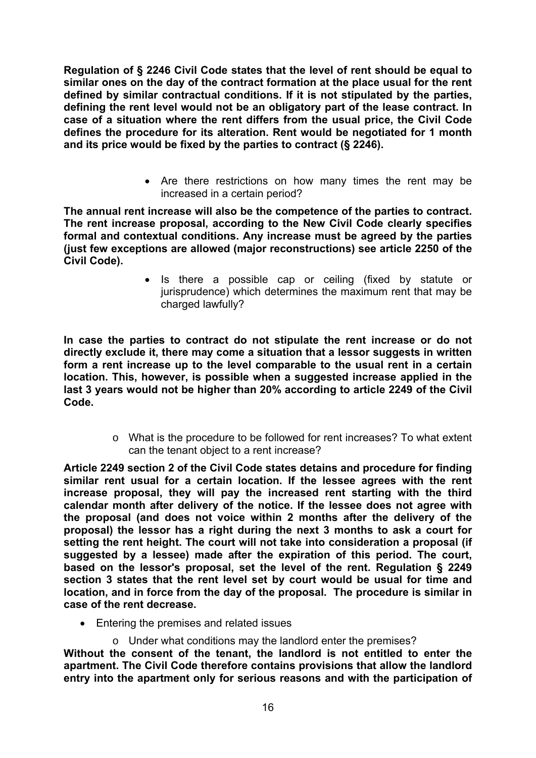**Regulation of § 2246 Civil Code states that the level of rent should be equal to similar ones on the day of the contract formation at the place usual for the rent defined by similar contractual conditions. If it is not stipulated by the parties, defining the rent level would not be an obligatory part of the lease contract. In case of a situation where the rent differs from the usual price, the Civil Code defines the procedure for its alteration. Rent would be negotiated for 1 month and its price would be fixed by the parties to contract (§ 2246).**

- Are there restrictions on how many times the rent may be increased in a certain period?

**The annual rent increase will also be the competence of the parties to contract. The rent increase proposal, according to the New Civil Code clearly specifies formal and contextual conditions. Any increase must be agreed by the parties (just few exceptions are allowed (major reconstructions) see article 2250 of the Civil Code).**

- Is there a possible cap or ceiling (fixed by statute or jurisprudence) which determines the maximum rent that may be charged lawfully?

**In case the parties to contract do not stipulate the rent increase or do not directly exclude it, there may come a situation that a lessor suggests in written form a rent increase up to the level comparable to the usual rent in a certain location. This, however, is possible when a suggested increase applied in the last 3 years would not be higher than 20% according to article 2249 of the Civil Code.**

  - What is the procedure to be followed for rent increases? To what extent can the tenant object to a rent increase?

**Article 2249 section 2 of the Civil Code states detains and procedure for finding similar rent usual for a certain location. If the lessee agrees with the rent increase proposal, they will pay the increased rent starting with the third calendar month after delivery of the notice. If the lessee does not agree with the proposal (and does not voice within 2 months after the delivery of the proposal) the lessor has a right during the next 3 months to ask a court for setting the rent height. The court will not take into consideration a proposal (if suggested by a lessee) made after the expiration of this period. The court, based on the lessor's proposal, set the level of the rent. Regulation § 2249 section 3 states that the rent level set by court would be usual for time and location, and in force from the day of the proposal. The procedure is similar in case of the rent decrease.**

- Entering the premises and related issues
  - Under what conditions may the landlord enter the premises?

**Without the consent of the tenant, the landlord is not entitled to enter the apartment. The Civil Code therefore contains provisions that allow the landlord entry into the apartment only for serious reasons and with the participation of**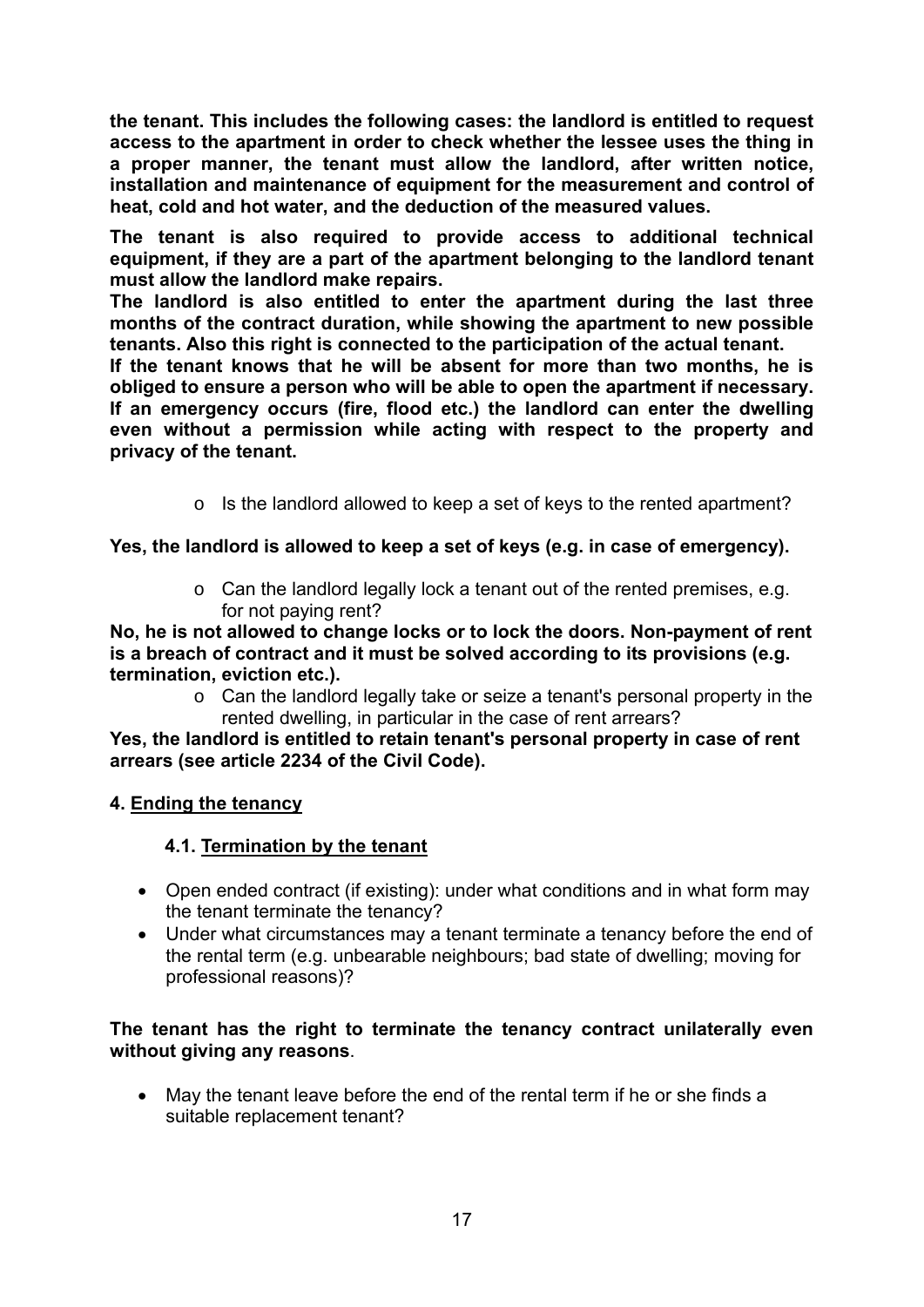**the tenant. This includes the following cases: the landlord is entitled to request access to the apartment in order to check whether the lessee uses the thing in a proper manner, the tenant must allow the landlord, after written notice, installation and maintenance of equipment for the measurement and control of heat, cold and hot water, and the deduction of the measured values.**

**The tenant is also required to provide access to additional technical equipment, if they are a part of the apartment belonging to the landlord tenant must allow the landlord make repairs.**

**The landlord is also entitled to enter the apartment during the last three months of the contract duration, while showing the apartment to new possible tenants. Also this right is connected to the participation of the actual tenant.**

**If the tenant knows that he will be absent for more than two months, he is obliged to ensure a person who will be able to open the apartment if necessary. If an emergency occurs (fire, flood etc.) the landlord can enter the dwelling even without a permission while acting with respect to the property and privacy of the tenant.**

- Is the landlord allowed to keep a set of keys to the rented apartment?

**Yes, the landlord is allowed to keep a set of keys (e.g. in case of emergency).**

- Can the landlord legally lock a tenant out of the rented premises, e.g. for not paying rent?

**No, he is not allowed to change locks or to lock the doors. Non-payment of rent is a breach of contract and it must be solved according to its provisions (e.g. termination, eviction etc.).**

- Can the landlord legally take or seize a tenant's personal property in the rented dwelling, in particular in the case of rent arrears?

**Yes, the landlord is entitled to retain tenant's personal property in case of rent arrears (see article 2234 of the Civil Code).**

## 4. Ending the tenancy

### 4.1. Termination by the tenant

- Open ended contract (if existing): under what conditions and in what form may the tenant terminate the tenancy?
- Under what circumstances may a tenant terminate a tenancy before the end of the rental term (e.g. unbearable neighbours; bad state of dwelling; moving for professional reasons)?

**The tenant has the right to terminate the tenancy contract unilaterally even without giving any reasons**.

- May the tenant leave before the end of the rental term if he or she finds a suitable replacement tenant?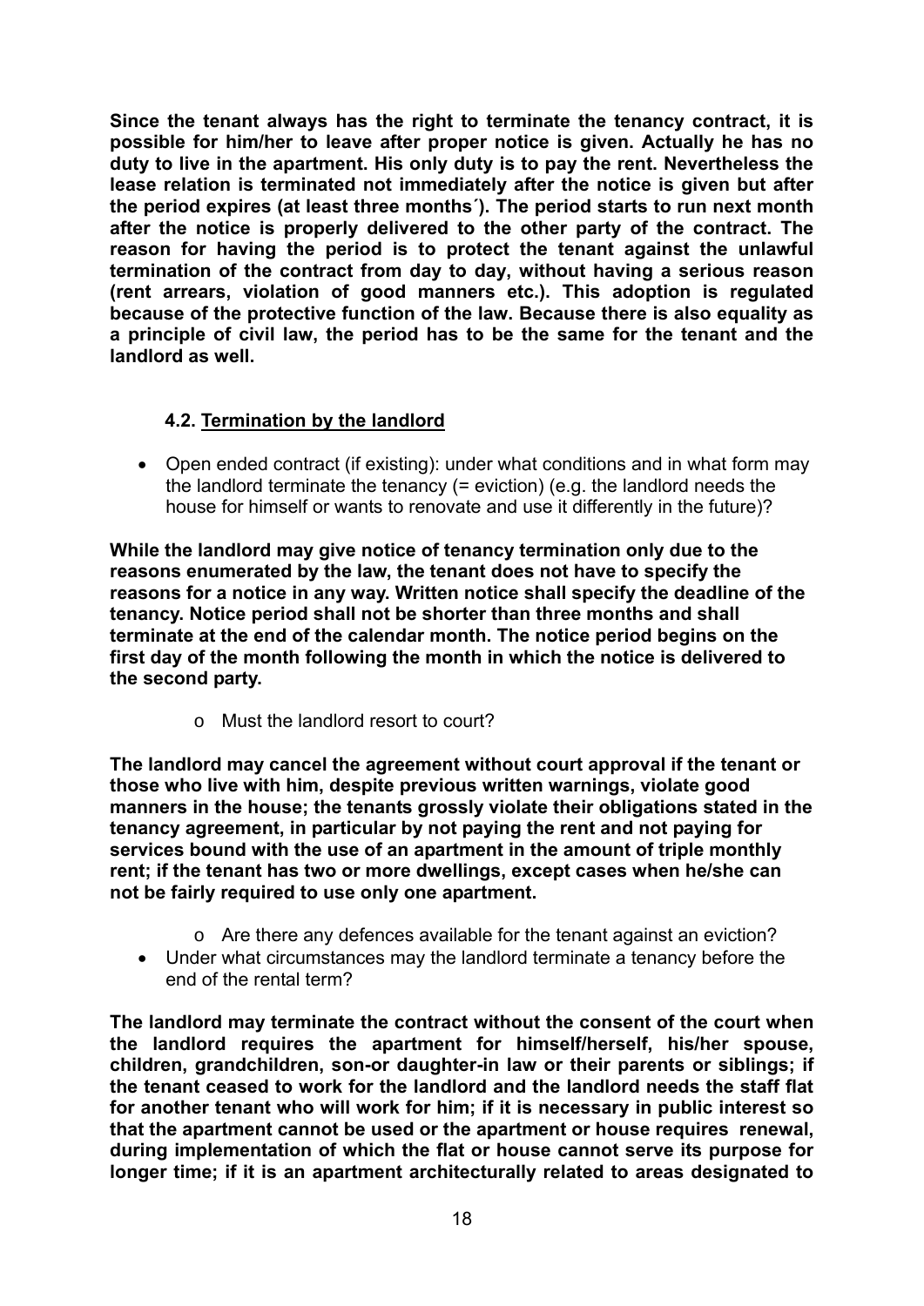**Since the tenant always has the right to terminate the tenancy contract, it is possible for him/her to leave after proper notice is given. Actually he has no duty to live in the apartment. His only duty is to pay the rent. Nevertheless the lease relation is terminated not immediately after the notice is given but after the period expires (at least three months´). The period starts to run next month after the notice is properly delivered to the other party of the contract. The reason for having the period is to protect the tenant against the unlawful termination of the contract from day to day, without having a serious reason (rent arrears, violation of good manners etc.). This adoption is regulated because of the protective function of the law. Because there is also equality as a principle of civil law, the period has to be the same for the tenant and the landlord as well.**

### 4.2. Termination by the landlord

- Open ended contract (if existing): under what conditions and in what form may the landlord terminate the tenancy (= eviction) (e.g. the landlord needs the house for himself or wants to renovate and use it differently in the future)?

**While the landlord may give notice of tenancy termination only due to the reasons enumerated by the law, the tenant does not have to specify the reasons for a notice in any way. Written notice shall specify the deadline of the tenancy. Notice period shall not be shorter than three months and shall terminate at the end of the calendar month. The notice period begins on the first day of the month following the month in which the notice is delivered to the second party.**

- o Must the landlord resort to court?

**The landlord may cancel the agreement without court approval if the tenant or those who live with him, despite previous written warnings, violate good manners in the house; the tenants grossly violate their obligations stated in the tenancy agreement, in particular by not paying the rent and not paying for services bound with the use of an apartment in the amount of triple monthly rent; if the tenant has two or more dwellings, except cases when he/she can not be fairly required to use only one apartment.**

- o Are there any defences available for the tenant against an eviction?
- Under what circumstances may the landlord terminate a tenancy before the end of the rental term?

**The landlord may terminate the contract without the consent of the court when the landlord requires the apartment for himself/herself, his/her spouse, children, grandchildren, son-or daughter-in law or their parents or siblings; if the tenant ceased to work for the landlord and the landlord needs the staff flat for another tenant who will work for him; if it is necessary in public interest so that the apartment cannot be used or the apartment or house requires renewal, during implementation of which the flat or house cannot serve its purpose for longer time; if it is an apartment architecturally related to areas designated to**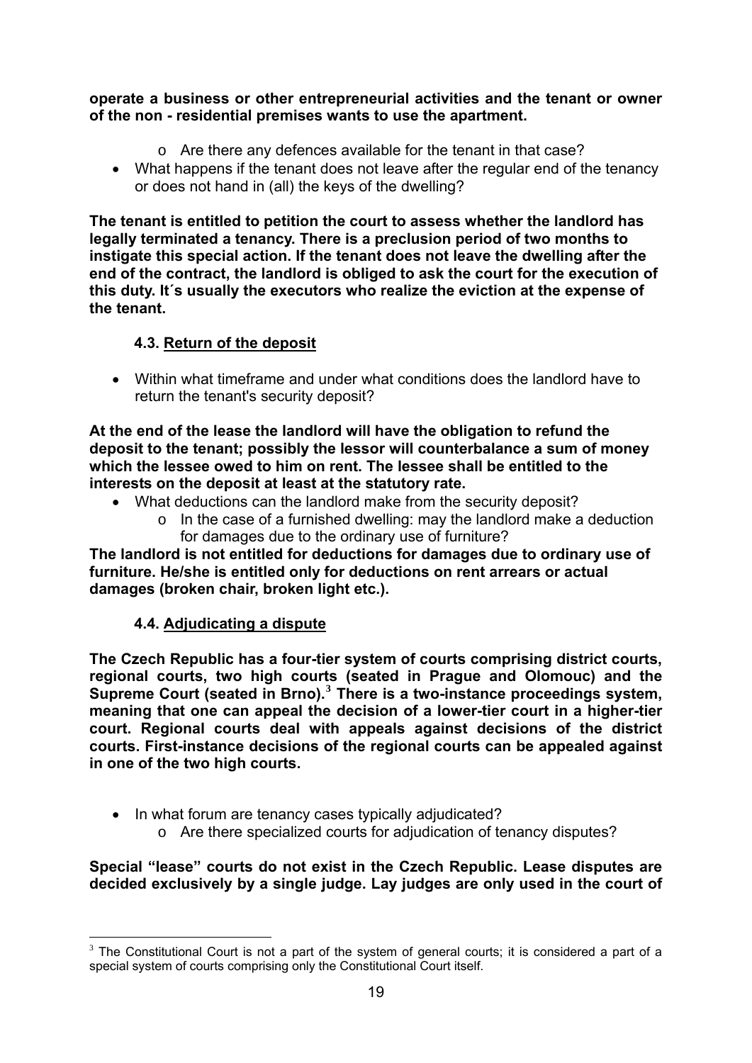**operate a business or other entrepreneurial activities and the tenant or owner of the non - residential premises wants to use the apartment.**

- Are there any defences available for the tenant in that case?
- What happens if the tenant does not leave after the regular end of the tenancy or does not hand in (all) the keys of the dwelling?

**The tenant is entitled to petition the court to assess whether the landlord has legally terminated a tenancy. There is a preclusion period of two months to instigate this special action. If the tenant does not leave the dwelling after the end of the contract, the landlord is obliged to ask the court for the execution of this duty. It´s usually the executors who realize the eviction at the expense of the tenant.**

### 4.3. Return of the deposit

- Within what timeframe and under what conditions does the landlord have to return the tenant's security deposit?

**At the end of the lease the landlord will have the obligation to refund the deposit to the tenant; possibly the lessor will counterbalance a sum of money which the lessee owed to him on rent. The lessee shall be entitled to the interests on the deposit at least at the statutory rate.**

- What deductions can the landlord make from the security deposit?
  - In the case of a furnished dwelling: may the landlord make a deduction for damages due to the ordinary use of furniture?

**The landlord is not entitled for deductions for damages due to ordinary use of furniture. He/she is entitled only for deductions on rent arrears or actual damages (broken chair, broken light etc.).**

### 4.4. Adjudicating a dispute

**The Czech Republic has a four-tier system of courts comprising district courts, regional courts, two high courts (seated in Prague and Olomouc) and the Supreme Court (seated in Brno).[3] There is a two-instance proceedings system, meaning that one can appeal the decision of a lower-tier court in a higher-tier court. Regional courts deal with appeals against decisions of the district courts. First-instance decisions of the regional courts can be appealed against in one of the two high courts.**

- In what forum are tenancy cases typically adjudicated?
  - Are there specialized courts for adjudication of tenancy disputes?

**Special "lease" courts do not exist in the Czech Republic. Lease disputes are decided exclusively by a single judge. Lay judges are only used in the court of**

[3] The Constitutional Court is not a part of the system of general courts; it is considered a part of a special system of courts comprising only the Constitutional Court itself.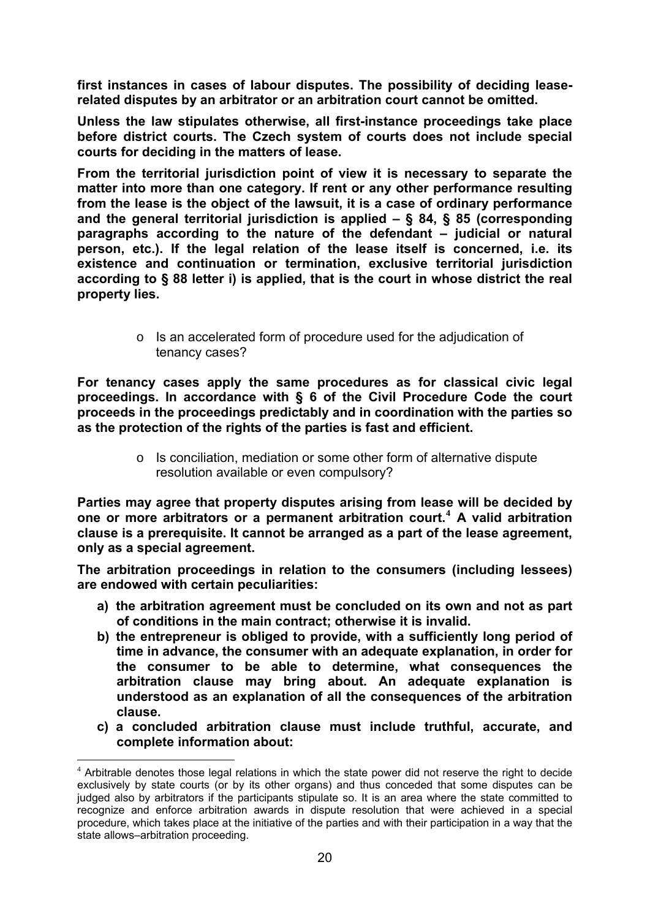**first instances in cases of labour disputes. The possibility of deciding lease-related disputes by an arbitrator or an arbitration court cannot be omitted.**

**Unless the law stipulates otherwise, all first-instance proceedings take place before district courts. The Czech system of courts does not include special courts for deciding in the matters of lease.**

**From the territorial jurisdiction point of view it is necessary to separate the matter into more than one category. If rent or any other performance resulting from the lease is the object of the lawsuit, it is a case of ordinary performance and the general territorial jurisdiction is applied – § 84, § 85 (corresponding paragraphs according to the nature of the defendant – judicial or natural person, etc.). If the legal relation of the lease itself is concerned, i.e. its existence and continuation or termination, exclusive territorial jurisdiction according to § 88 letter i) is applied, that is the court in whose district the real property lies.**

- Is an accelerated form of procedure used for the adjudication of tenancy cases?

**For tenancy cases apply the same procedures as for classical civic legal proceedings. In accordance with § 6 of the Civil Procedure Code the court proceeds in the proceedings predictably and in coordination with the parties so as the protection of the rights of the parties is fast and efficient.**

- Is conciliation, mediation or some other form of alternative dispute resolution available or even compulsory?

**Parties may agree that property disputes arising from lease will be decided by one or more arbitrators or a permanent arbitration court.[4] A valid arbitration clause is a prerequisite. It cannot be arranged as a part of the lease agreement, only as a special agreement.**

**The arbitration proceedings in relation to the consumers (including lessees) are endowed with certain peculiarities:**

a) **the arbitration agreement must be concluded on its own and not as part of conditions in the main contract; otherwise it is invalid.**
b) **the entrepreneur is obliged to provide, with a sufficiently long period of time in advance, the consumer with an adequate explanation, in order for the consumer to be able to determine, what consequences the arbitration clause may bring about. An adequate explanation is understood as an explanation of all the consequences of the arbitration clause.**
c) **a concluded arbitration clause must include truthful, accurate, and complete information about:**

[4] Arbitrable denotes those legal relations in which the state power did not reserve the right to decide exclusively by state courts (or by its other organs) and thus conceded that some disputes can be judged also by arbitrators if the participants stipulate so. It is an area where the state committed to recognize and enforce arbitration awards in dispute resolution that were achieved in a special procedure, which takes place at the initiative of the parties and with their participation in a way that the state allows–arbitration proceeding.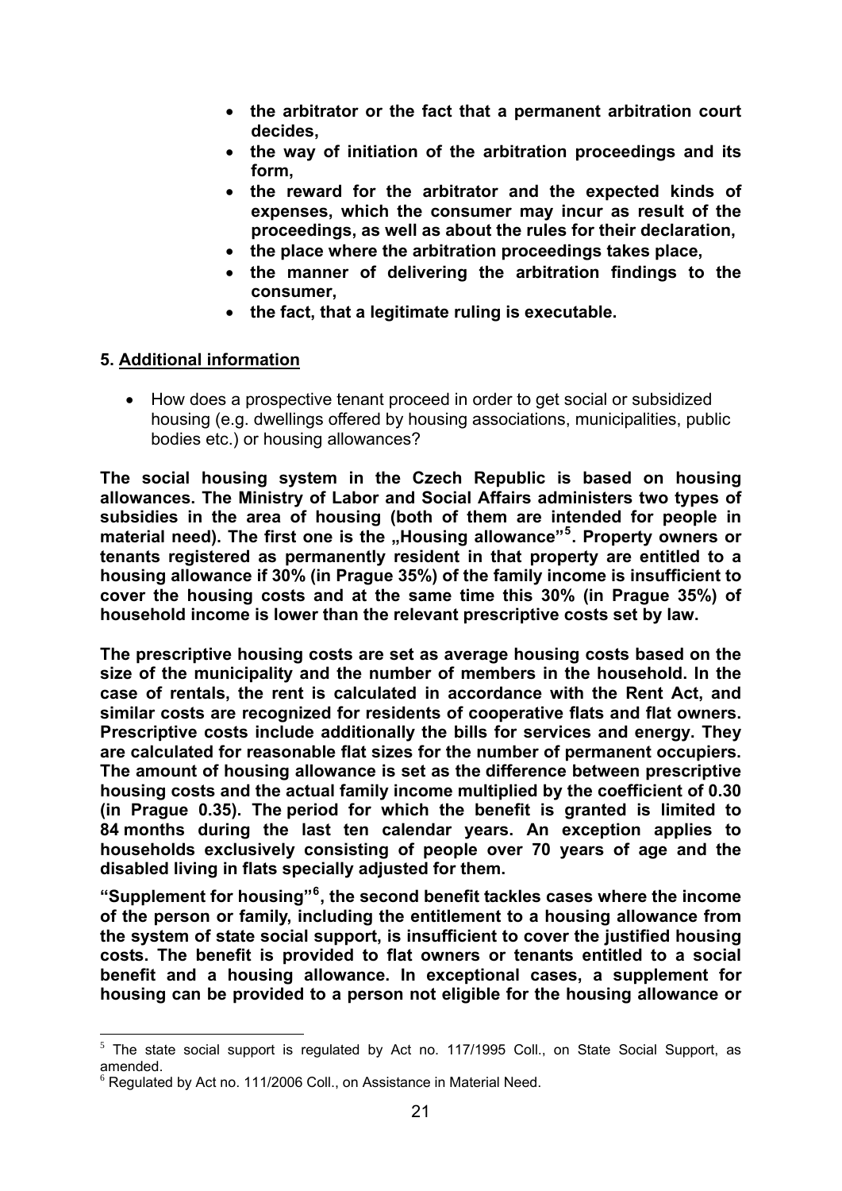- **the arbitrator or the fact that a permanent arbitration court decides,**
- **the way of initiation of the arbitration proceedings and its form,**
- **the reward for the arbitrator and the expected kinds of expenses, which the consumer may incur as result of the proceedings, as well as about the rules for their declaration,**
- **the place where the arbitration proceedings takes place,**
- **the manner of delivering the arbitration findings to the consumer,**
- **the fact, that a legitimate ruling is executable.**

## 5. Additional information

- How does a prospective tenant proceed in order to get social or subsidized housing (e.g. dwellings offered by housing associations, municipalities, public bodies etc.) or housing allowances?

**The social housing system in the Czech Republic is based on housing allowances. The Ministry of Labor and Social Affairs administers two types of subsidies in the area of housing (both of them are intended for people in material need). The first one is the „Housing allowance"[5]. Property owners or tenants registered as permanently resident in that property are entitled to a housing allowance if 30% (in Prague 35%) of the family income is insufficient to cover the housing costs and at the same time this 30% (in Prague 35%) of household income is lower than the relevant prescriptive costs set by law.**

**The prescriptive housing costs are set as average housing costs based on the size of the municipality and the number of members in the household. In the case of rentals, the rent is calculated in accordance with the Rent Act, and similar costs are recognized for residents of cooperative flats and flat owners. Prescriptive costs include additionally the bills for services and energy. They are calculated for reasonable flat sizes for the number of permanent occupiers. The amount of housing allowance is set as the difference between prescriptive housing costs and the actual family income multiplied by the coefficient of 0.30 (in Prague 0.35). The period for which the benefit is granted is limited to 84 months during the last ten calendar years. An exception applies to households exclusively consisting of people over 70 years of age and the disabled living in flats specially adjusted for them.**

**"Supplement for housing"[6], the second benefit tackles cases where the income of the person or family, including the entitlement to a housing allowance from the system of state social support, is insufficient to cover the justified housing costs. The benefit is provided to flat owners or tenants entitled to a social benefit and a housing allowance. In exceptional cases, a supplement for housing can be provided to a person not eligible for the housing allowance or**

---

[5] The state social support is regulated by Act no. 117/1995 Coll., on State Social Support, as amended.

[6] Regulated by Act no. 111/2006 Coll., on Assistance in Material Need.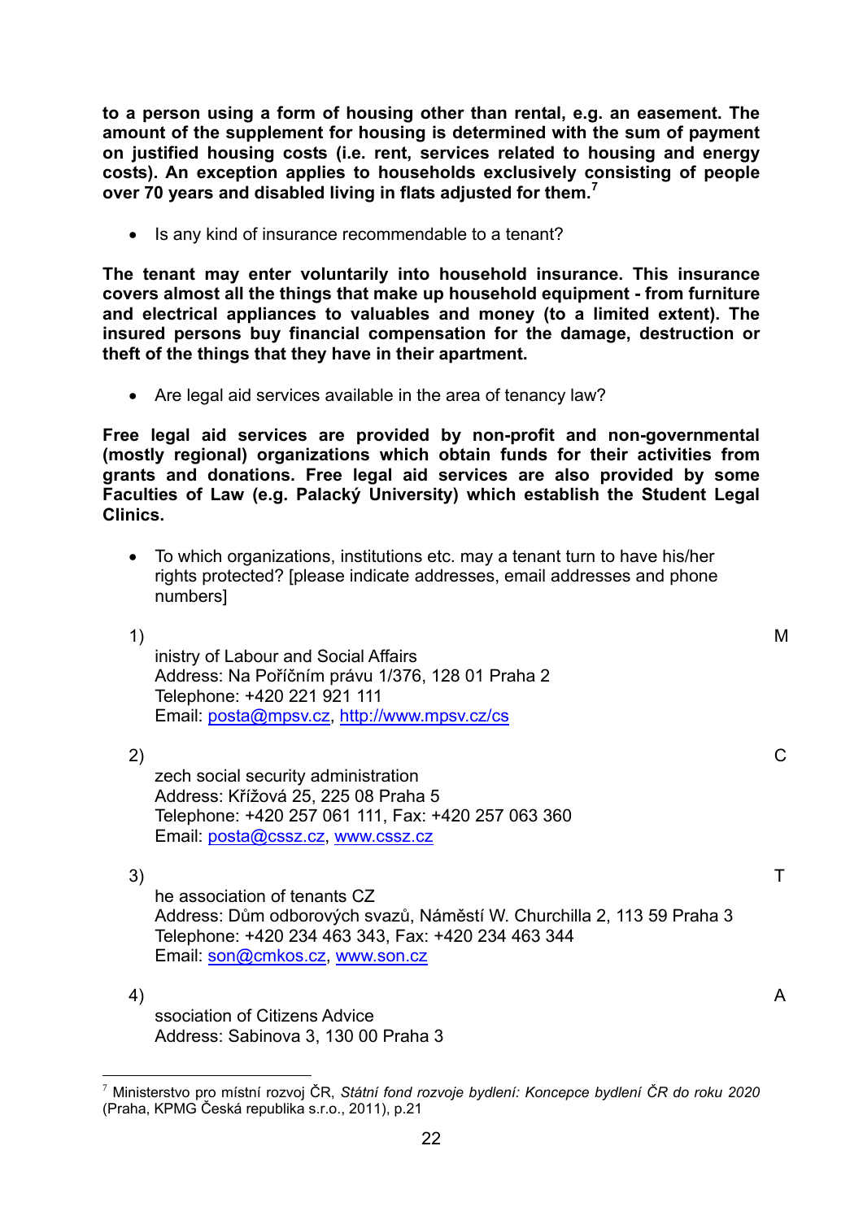**to a person using a form of housing other than rental, e.g. an easement. The amount of the supplement for housing is determined with the sum of payment on justified housing costs (i.e. rent, services related to housing and energy costs). An exception applies to households exclusively consisting of people over 70 years and disabled living in flats adjusted for them.**[7]

- Is any kind of insurance recommendable to a tenant?

**The tenant may enter voluntarily into household insurance. This insurance covers almost all the things that make up household equipment - from furniture and electrical appliances to valuables and money (to a limited extent). The insured persons buy financial compensation for the damage, destruction or theft of the things that they have in their apartment.**

- Are legal aid services available in the area of tenancy law?

**Free legal aid services are provided by non-profit and non-governmental (mostly regional) organizations which obtain funds for their activities from grants and donations. Free legal aid services are also provided by some Faculties of Law (e.g. Palacký University) which establish the Student Legal Clinics.**

- To which organizations, institutions etc. may a tenant turn to have his/her rights protected? [please indicate addresses, email addresses and phone numbers]

1) Ministry of Labour and Social Affairs
   Address: Na Poříčním právu 1/376, 128 01 Praha 2
   Telephone: +420 221 921 111
   Email: posta@mpsv.cz, http://www.mpsv.cz/cs

2) Czech social security administration
   Address: Křížová 25, 225 08 Praha 5
   Telephone: +420 257 061 111, Fax: +420 257 063 360
   Email: posta@cssz.cz, www.cssz.cz

3) The association of tenants CZ
   Address: Dům odborových svazů, Náměstí W. Churchilla 2, 113 59 Praha 3
   Telephone: +420 234 463 343, Fax: +420 234 463 344
   Email: son@cmkos.cz, www.son.cz

4) Association of Citizens Advice
   Address: Sabinova 3, 130 00 Praha 3

---

[7] Ministerstvo pro místní rozvoj ČR, *Státní fond rozvoje bydlení: Koncepce bydlení ČR do roku 2020* (Praha, KPMG Česká republika s.r.o., 2011), p.21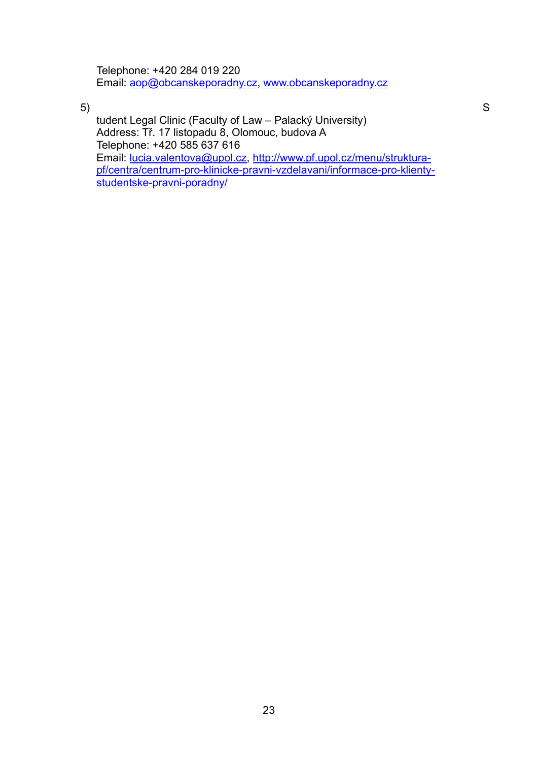Telephone: +420 284 019 220
Email: aop@obcanskeporadny.cz, www.obcanskeporadny.cz

5) Student Legal Clinic (Faculty of Law – Palacký University)
Address: Tř. 17 listopadu 8, Olomouc, budova A
Telephone: +420 585 637 616
Email: lucia.valentova@upol.cz, http://www.pf.upol.cz/menu/struktura-pf/centra/centrum-pro-klinicke-pravni-vzdelavani/informace-pro-klienty-studentske-pravni-poradny/